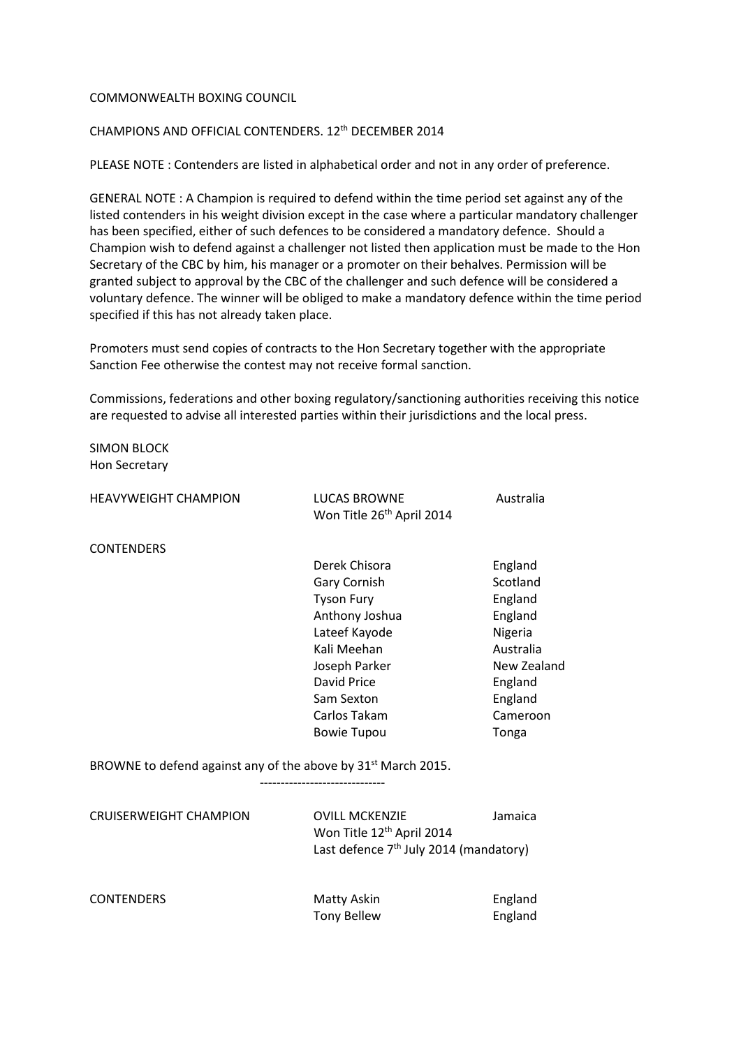COMMONWEALTH BOXING COUNCIL

CHAMPIONS AND OFFICIAL CONTENDERS. 12th DECEMBER 2014

PLEASE NOTE : Contenders are listed in alphabetical order and not in any order of preference.

GENERAL NOTE : A Champion is required to defend within the time period set against any of the listed contenders in his weight division except in the case where a particular mandatory challenger has been specified, either of such defences to be considered a mandatory defence. Should a Champion wish to defend against a challenger not listed then application must be made to the Hon Secretary of the CBC by him, his manager or a promoter on their behalves. Permission will be granted subject to approval by the CBC of the challenger and such defence will be considered a voluntary defence. The winner will be obliged to make a mandatory defence within the time period specified if this has not already taken place.

Promoters must send copies of contracts to the Hon Secretary together with the appropriate Sanction Fee otherwise the contest may not receive formal sanction.

Commissions, federations and other boxing regulatory/sanctioning authorities receiving this notice are requested to advise all interested parties within their jurisdictions and the local press.

SIMON BLOCK
Hon Secretary

HEAVYWEIGHT CHAMPION — LUCAS BROWNE — Australia
Won Title 26th April 2014

CONTENDERS

| Name | Country |
|---|---|
| Derek Chisora | England |
| Gary Cornish | Scotland |
| Tyson Fury | England |
| Anthony Joshua | England |
| Lateef Kayode | Nigeria |
| Kali Meehan | Australia |
| Joseph Parker | New Zealand |
| David Price | England |
| Sam Sexton | England |
| Carlos Takam | Cameroon |
| Bowie Tupou | Tonga |

BROWNE to defend against any of the above by 31st March 2015.

------------------------------

CRUISERWEIGHT CHAMPION — OVILL MCKENZIE — Jamaica
Won Title 12th April 2014
Last defence 7th July 2014 (mandatory)

CONTENDERS

| Name | Country |
|---|---|
| Matty Askin | England |
| Tony Bellew | England |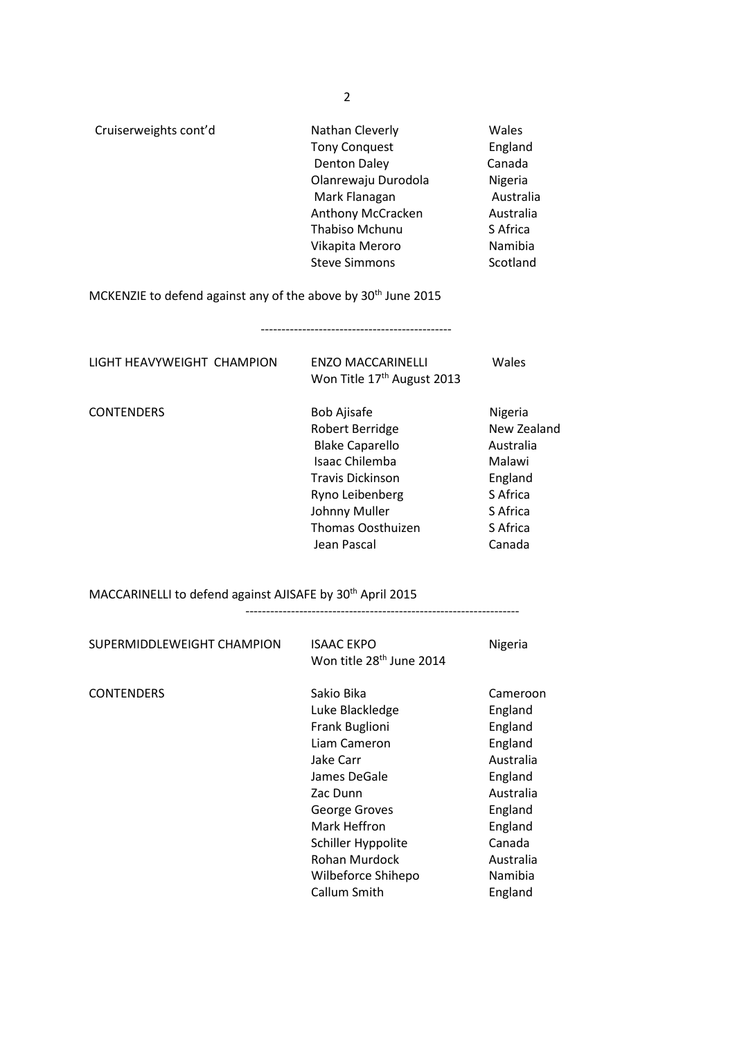| | | |
|---|---|---|
| Cruiserweights cont'd | Nathan Cleverly | Wales |
| | Tony Conquest | England |
| | Denton Daley | Canada |
| | Olanrewaju Durodola | Nigeria |
| | Mark Flanagan | Australia |
| | Anthony McCracken | Australia |
| | Thabiso Mchunu | S Africa |
| | Vikapita Meroro | Namibia |
| | Steve Simmons | Scotland |

MCKENZIE to defend against any of the above by 30th June 2015

---

| | | |
|---|---|---|
| LIGHT HEAVYWEIGHT CHAMPION | ENZO MACCARINELLI<br>Won Title 17th August 2013 | Wales |
| CONTENDERS | Bob Ajisafe | Nigeria |
| | Robert Berridge | New Zealand |
| | Blake Caparello | Australia |
| | Isaac Chilemba | Malawi |
| | Travis Dickinson | England |
| | Ryno Leibenberg | S Africa |
| | Johnny Muller | S Africa |
| | Thomas Oosthuizen | S Africa |
| | Jean Pascal | Canada |

MACCARINELLI to defend against AJISAFE by 30th April 2015

---

| | | |
|---|---|---|
| SUPERMIDDLEWEIGHT CHAMPION | ISAAC EKPO<br>Won title 28th June 2014 | Nigeria |
| CONTENDERS | Sakio Bika | Cameroon |
| | Luke Blackledge | England |
| | Frank Buglioni | England |
| | Liam Cameron | England |
| | Jake Carr | Australia |
| | James DeGale | England |
| | Zac Dunn | Australia |
| | George Groves | England |
| | Mark Heffron | England |
| | Schiller Hyppolite | Canada |
| | Rohan Murdock | Australia |
| | Wilbeforce Shihepo | Namibia |
| | Callum Smith | England |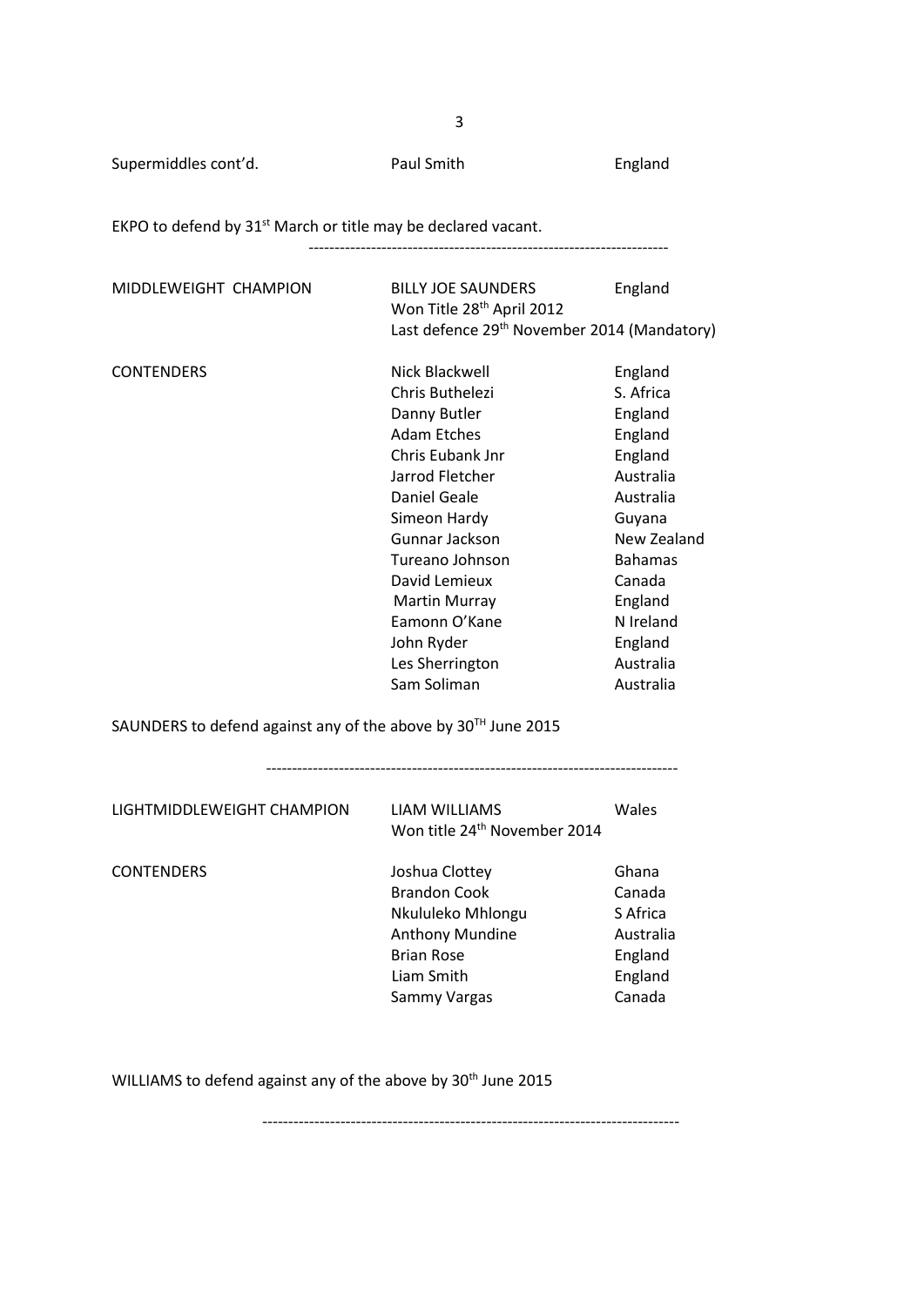| | | |
|---|---|---|
| Supermiddles cont'd. | Paul Smith | England |

EKPO to defend by 31st March or title may be declared vacant.

---

| | | |
|---|---|---|
| MIDDLEWEIGHT CHAMPION | BILLY JOE SAUNDERS<br>Won Title 28th April 2012<br>Last defence 29th November 2014 (Mandatory) | England |
| CONTENDERS | Nick Blackwell | England |
| | Chris Buthelezi | S. Africa |
| | Danny Butler | England |
| | Adam Etches | England |
| | Chris Eubank Jnr | England |
| | Jarrod Fletcher | Australia |
| | Daniel Geale | Australia |
| | Simeon Hardy | Guyana |
| | Gunnar Jackson | New Zealand |
| | Tureano Johnson | Bahamas |
| | David Lemieux | Canada |
| | Martin Murray | England |
| | Eamonn O'Kane | N Ireland |
| | John Ryder | England |
| | Les Sherrington | Australia |
| | Sam Soliman | Australia |

SAUNDERS to defend against any of the above by 30TH June 2015

---

| | | |
|---|---|---|
| LIGHTMIDDLEWEIGHT CHAMPION | LIAM WILLIAMS<br>Won title 24th November 2014 | Wales |
| CONTENDERS | Joshua Clottey | Ghana |
| | Brandon Cook | Canada |
| | Nkululeko Mhlongu | S Africa |
| | Anthony Mundine | Australia |
| | Brian Rose | England |
| | Liam Smith | England |
| | Sammy Vargas | Canada |

WILLIAMS to defend against any of the above by 30th June 2015

---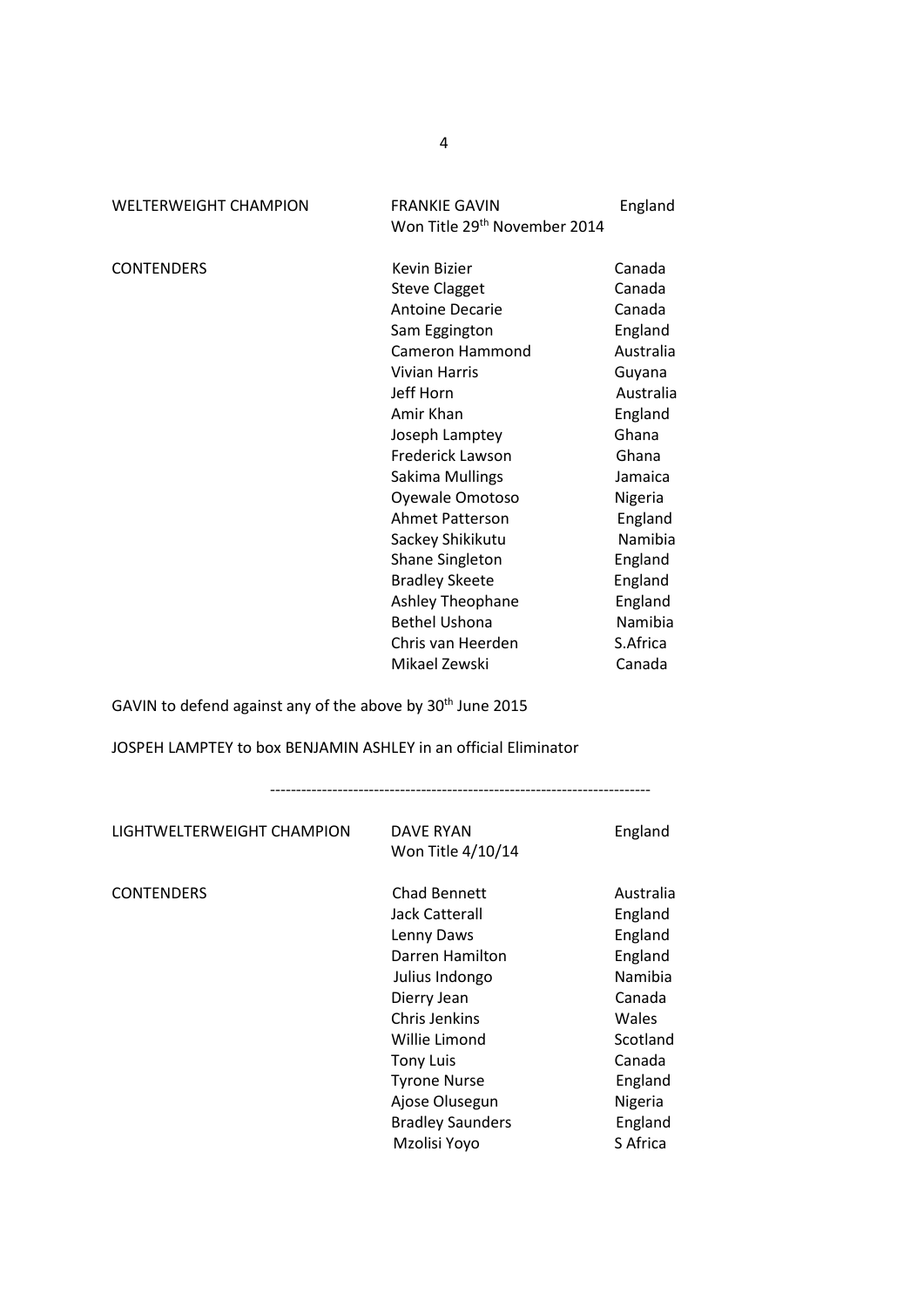| | | |
|---|---|---|
| WELTERWEIGHT CHAMPION | FRANKIE GAVIN<br>Won Title 29th November 2014 | England |
| | | |
| CONTENDERS | Kevin Bizier | Canada |
| | Steve Clagget | Canada |
| | Antoine Decarie | Canada |
| | Sam Eggington | England |
| | Cameron Hammond | Australia |
| | Vivian Harris | Guyana |
| | Jeff Horn | Australia |
| | Amir Khan | England |
| | Joseph Lamptey | Ghana |
| | Frederick Lawson | Ghana |
| | Sakima Mullings | Jamaica |
| | Oyewale Omotoso | Nigeria |
| | Ahmet Patterson | England |
| | Sackey Shikikutu | Namibia |
| | Shane Singleton | England |
| | Bradley Skeete | England |
| | Ashley Theophane | England |
| | Bethel Ushona | Namibia |
| | Chris van Heerden | S.Africa |
| | Mikael Zewski | Canada |

GAVIN to defend against any of the above by 30th June 2015

JOSPEH LAMPTEY to box BENJAMIN ASHLEY in an official Eliminator

---

| | | |
|---|---|---|
| LIGHTWELTERWEIGHT CHAMPION | DAVE RYAN<br>Won Title 4/10/14 | England |
| | | |
| CONTENDERS | Chad Bennett | Australia |
| | Jack Catterall | England |
| | Lenny Daws | England |
| | Darren Hamilton | England |
| | Julius Indongo | Namibia |
| | Dierry Jean | Canada |
| | Chris Jenkins | Wales |
| | Willie Limond | Scotland |
| | Tony Luis | Canada |
| | Tyrone Nurse | England |
| | Ajose Olusegun | Nigeria |
| | Bradley Saunders | England |
| | Mzolisi Yoyo | S Africa |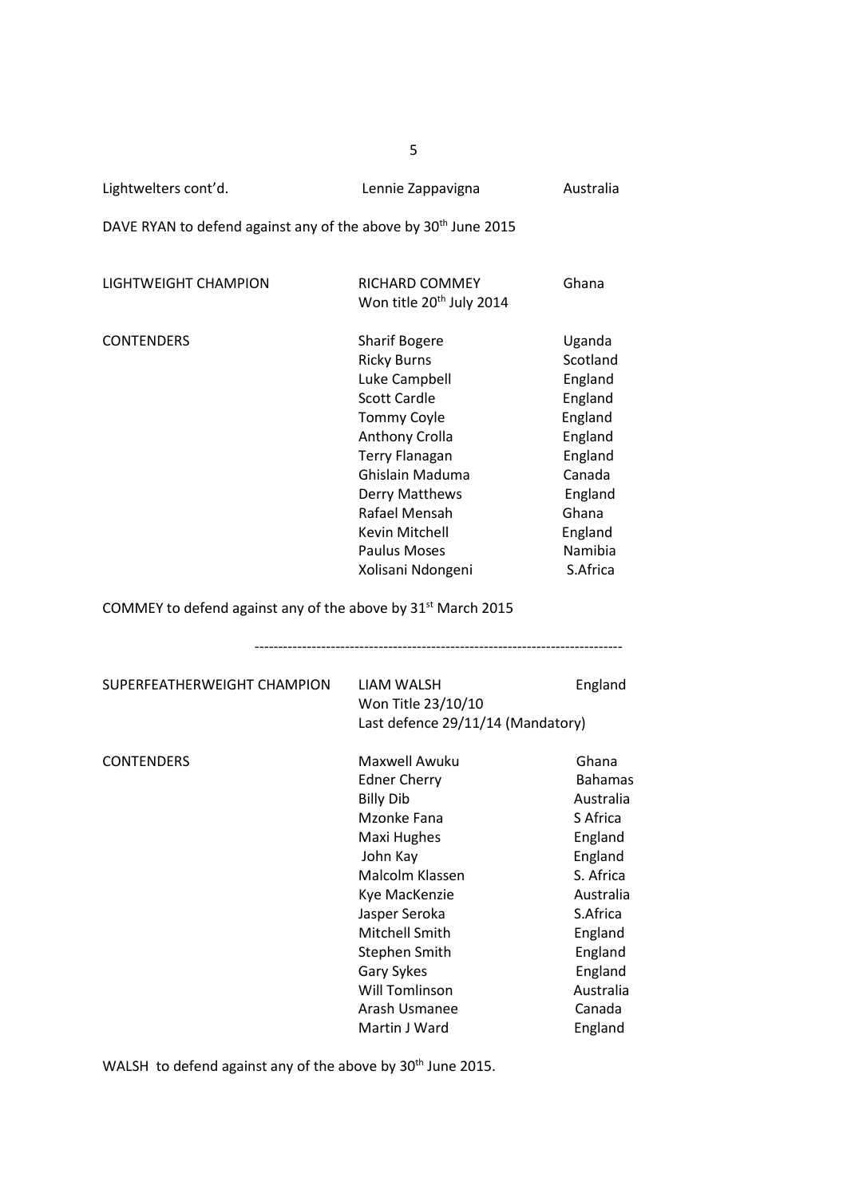| | | |
|---|---|---|
| Lightwelters cont'd. | Lennie Zappavigna | Australia |

DAVE RYAN to defend against any of the above by 30th June 2015

| | | |
|---|---|---|
| LIGHTWEIGHT CHAMPION | RICHARD COMMEY<br>Won title 20th July 2014 | Ghana |
| CONTENDERS | Sharif Bogere | Uganda |
| | Ricky Burns | Scotland |
| | Luke Campbell | England |
| | Scott Cardle | England |
| | Tommy Coyle | England |
| | Anthony Crolla | England |
| | Terry Flanagan | England |
| | Ghislain Maduma | Canada |
| | Derry Matthews | England |
| | Rafael Mensah | Ghana |
| | Kevin Mitchell | England |
| | Paulus Moses | Namibia |
| | Xolisani Ndongeni | S.Africa |

COMMEY to defend against any of the above by 31st March 2015

---

| | | |
|---|---|---|
| SUPERFEATHERWEIGHT CHAMPION | LIAM WALSH<br>Won Title 23/10/10<br>Last defence 29/11/14 (Mandatory) | England |
| CONTENDERS | Maxwell Awuku | Ghana |
| | Edner Cherry | Bahamas |
| | Billy Dib | Australia |
| | Mzonke Fana | S Africa |
| | Maxi Hughes | England |
| | John Kay | England |
| | Malcolm Klassen | S. Africa |
| | Kye MacKenzie | Australia |
| | Jasper Seroka | S.Africa |
| | Mitchell Smith | England |
| | Stephen Smith | England |
| | Gary Sykes | England |
| | Will Tomlinson | Australia |
| | Arash Usmanee | Canada |
| | Martin J Ward | England |

WALSH to defend against any of the above by 30th June 2015.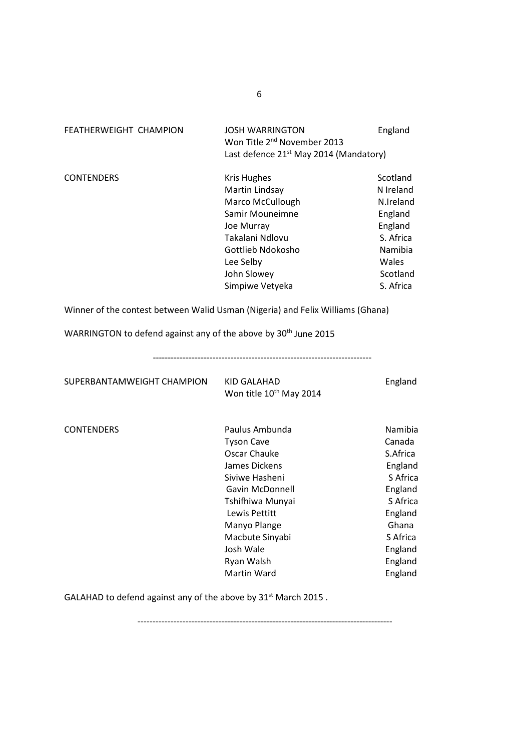| FEATHERWEIGHT CHAMPION | JOSH WARRINGTON | England |
|---|---|---|
| | Won Title 2nd November 2013 | |
| | Last defence 21st May 2014 (Mandatory) | |
| | | |
| CONTENDERS | Kris Hughes | Scotland |
| | Martin Lindsay | N Ireland |
| | Marco McCullough | N.Ireland |
| | Samir Mouneimne | England |
| | Joe Murray | England |
| | Takalani Ndlovu | S. Africa |
| | Gottlieb Ndokosho | Namibia |
| | Lee Selby | Wales |
| | John Slowey | Scotland |
| | Simpiwe Vetyeka | S. Africa |

Winner of the contest between Walid Usman (Nigeria) and Felix Williams (Ghana)

WARRINGTON to defend against any of the above by 30th June 2015

---

| SUPERBANTAMWEIGHT CHAMPION | KID GALAHAD | England |
|---|---|---|
| | Won title 10th May 2014 | |
| | | |
| CONTENDERS | Paulus Ambunda | Namibia |
| | Tyson Cave | Canada |
| | Oscar Chauke | S.Africa |
| | James Dickens | England |
| | Siviwe Hasheni | S Africa |
| | Gavin McDonnell | England |
| | Tshifhiwa Munyai | S Africa |
| | Lewis Pettitt | England |
| | Manyo Plange | Ghana |
| | Macbute Sinyabi | S Africa |
| | Josh Wale | England |
| | Ryan Walsh | England |
| | Martin Ward | England |

GALAHAD to defend against any of the above by 31st March 2015 .

---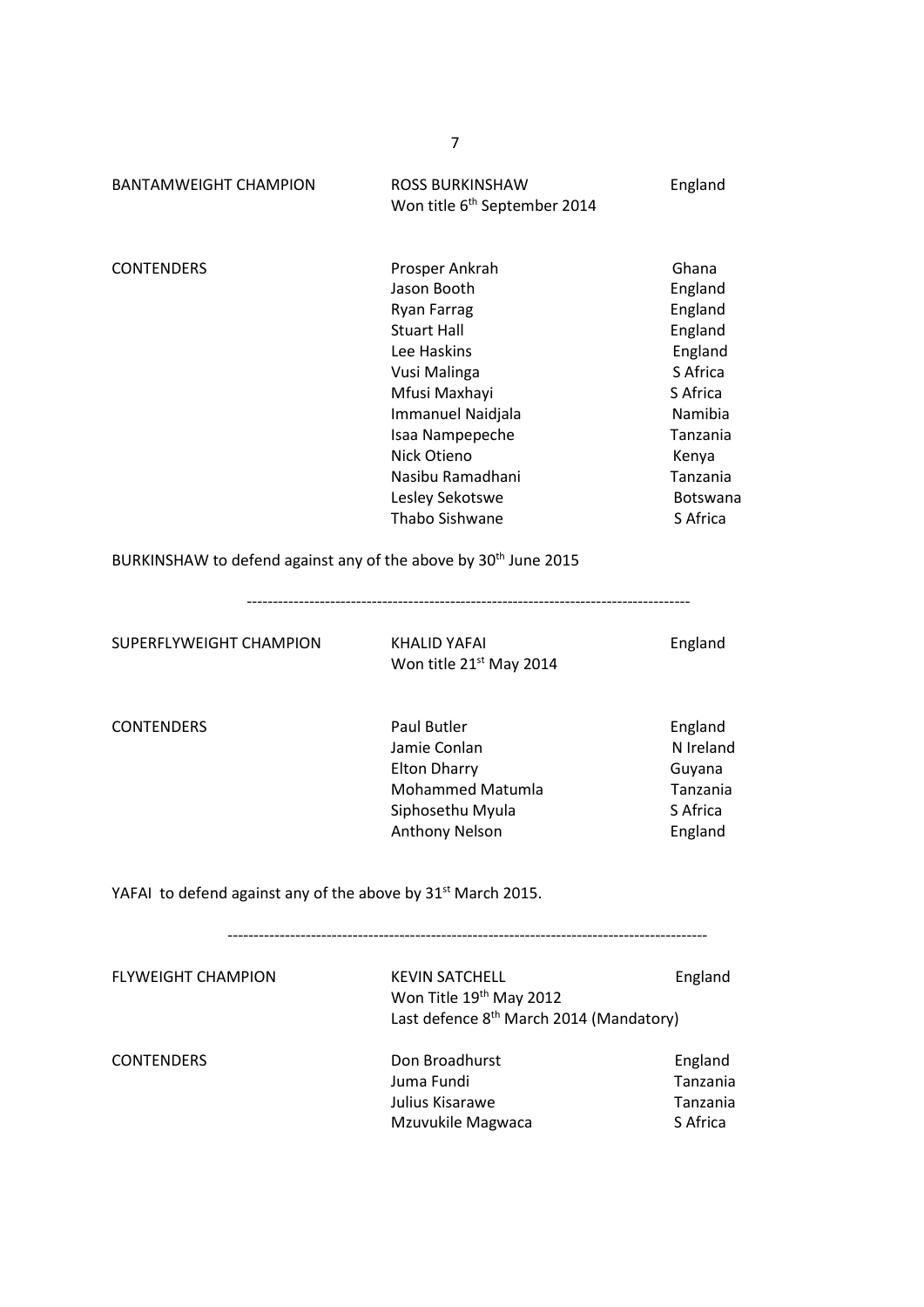| BANTAMWEIGHT CHAMPION | ROSS BURKINSHAW<br>Won title 6th September 2014 | England |
|---|---|---|
| CONTENDERS | Prosper Ankrah | Ghana |
| | Jason Booth | England |
| | Ryan Farrag | England |
| | Stuart Hall | England |
| | Lee Haskins | England |
| | Vusi Malinga | S Africa |
| | Mfusi Maxhayi | S Africa |
| | Immanuel Naidjala | Namibia |
| | Isaa Nampepeche | Tanzania |
| | Nick Otieno | Kenya |
| | Nasibu Ramadhani | Tanzania |
| | Lesley Sekotswe | Botswana |
| | Thabo Sishwane | S Africa |

BURKINSHAW to defend against any of the above by 30th June 2015

---

| SUPERFLYWEIGHT CHAMPION | KHALID YAFAI<br>Won title 21st May 2014 | England |
|---|---|---|
| CONTENDERS | Paul Butler | England |
| | Jamie Conlan | N Ireland |
| | Elton Dharry | Guyana |
| | Mohammed Matumla | Tanzania |
| | Siphosethu Myula | S Africa |
| | Anthony Nelson | England |

YAFAI to defend against any of the above by 31st March 2015.

---

| FLYWEIGHT CHAMPION | KEVIN SATCHELL<br>Won Title 19th May 2012<br>Last defence 8th March 2014 (Mandatory) | England |
|---|---|---|
| CONTENDERS | Don Broadhurst | England |
| | Juma Fundi | Tanzania |
| | Julius Kisarawe | Tanzania |
| | Mzuvukile Magwaca | S Africa |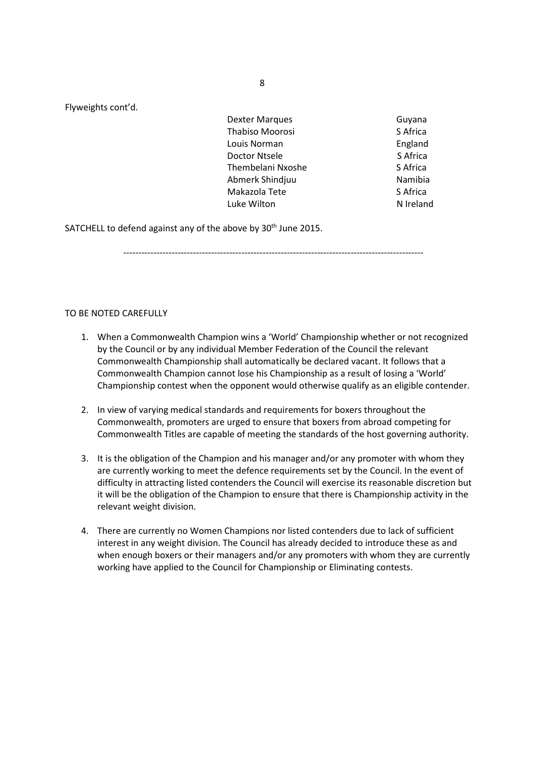Flyweights cont'd.

| | |
|---|---|
| Dexter Marques | Guyana |
| Thabiso Moorosi | S Africa |
| Louis Norman | England |
| Doctor Ntsele | S Africa |
| Thembelani Nxoshe | S Africa |
| Abmerk Shindjuu | Namibia |
| Makazola Tete | S Africa |
| Luke Wilton | N Ireland |

SATCHELL to defend against any of the above by 30th June 2015.

---

TO BE NOTED CAREFULLY

1. When a Commonwealth Champion wins a 'World' Championship whether or not recognized by the Council or by any individual Member Federation of the Council the relevant Commonwealth Championship shall automatically be declared vacant. It follows that a Commonwealth Champion cannot lose his Championship as a result of losing a 'World' Championship contest when the opponent would otherwise qualify as an eligible contender.

2. In view of varying medical standards and requirements for boxers throughout the Commonwealth, promoters are urged to ensure that boxers from abroad competing for Commonwealth Titles are capable of meeting the standards of the host governing authority.

3. It is the obligation of the Champion and his manager and/or any promoter with whom they are currently working to meet the defence requirements set by the Council. In the event of difficulty in attracting listed contenders the Council will exercise its reasonable discretion but it will be the obligation of the Champion to ensure that there is Championship activity in the relevant weight division.

4. There are currently no Women Champions nor listed contenders due to lack of sufficient interest in any weight division. The Council has already decided to introduce these as and when enough boxers or their managers and/or any promoters with whom they are currently working have applied to the Council for Championship or Eliminating contests.